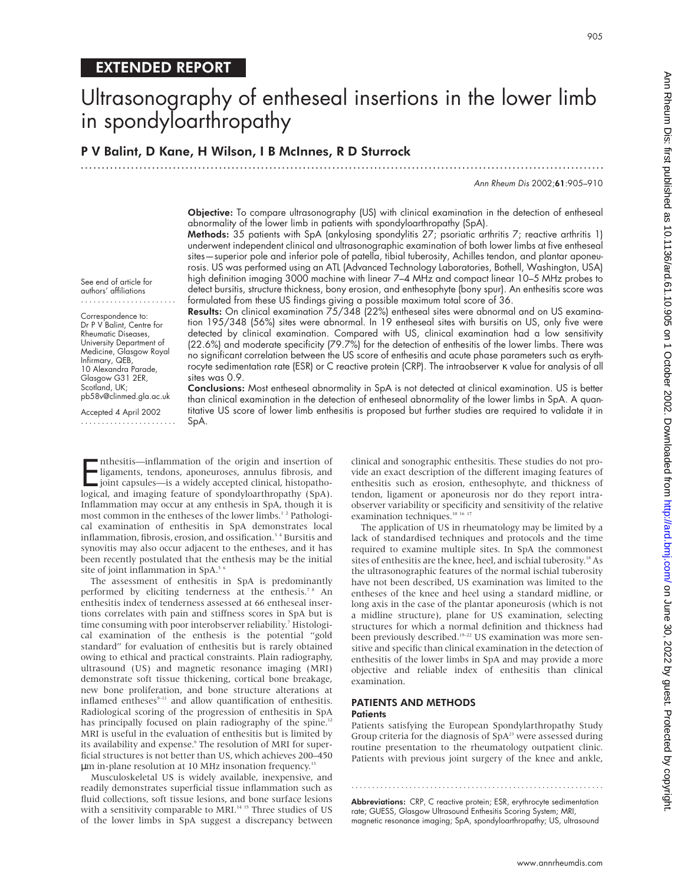EXTENDED REPORT

# Ultrasonography of entheseal insertions in the lower limb in spondyloarthropathy

**P V Balint, D Kane, H Wilson, I B McInnes, R D Sturrock**

See end of article for authors' affiliations

Correspondence to: Dr P V Balint, Centre for Rheumatic Diseases, University Department of Medicine, Glasgow Royal Infirmary, QEB, 10 Alexandra Parade, Glasgow G31 2ER, Scotland, UK; pb58v@clinmed.gla.ac.uk

Accepted 4 April 2002

**Objective:** To compare ultrasonography (US) with clinical examination in the detection of entheseal abnormality of the lower limb in patients with spondyloarthropathy (SpA).

**Methods:** 35 patients with SpA (ankylosing spondylitis 27; psoriatic arthritis 7; reactive arthritis 1) underwent independent clinical and ultrasonographic examination of both lower limbs at five entheseal sites—superior pole and inferior pole of patella, tibial tuberosity, Achilles tendon, and plantar aponeurosis. US was performed using an ATL (Advanced Technology Laboratories, Bothell, Washington, USA) high definition imaging 3000 machine with linear 7–4 MHz and compact linear 10–5 MHz probes to detect bursitis, structure thickness, bony erosion, and enthesophyte (bony spur). An enthesitis score was formulated from these US findings giving a possible maximum total score of 36.

**Results:** On clinical examination 75/348 (22%) entheseal sites were abnormal and on US examination 195/348 (56%) sites were abnormal. In 19 entheseal sites with bursitis on US, only five were detected by clinical examination. Compared with US, clinical examination had a low sensitivity (22.6%) and moderate specificity (79.7%) for the detection of enthesitis of the lower limbs. There was no significant correlation between the US score of enthesitis and acute phase parameters such as erythrocyte sedimentation rate (ESR) or C reactive protein (CRP). The intraobserver κ value for analysis of all sites was 0.9.

**Conclusions:** Most entheseal abnormality in SpA is not detected at clinical examination. US is better than clinical examination in the detection of entheseal abnormality of the lower limbs in SpA. A quantitative US score of lower limb enthesitis is proposed but further studies are required to validate it in SpA.

Enthesitis—inflammation of the origin and insertion of ligaments, tendons, aponeuroses, annulus fibrosis, and joint capsules—is a widely accepted clinical, histopathological, and imaging feature of spondyloarthropathy (SpA). Inflammation may occur at any enthesis in SpA, though it is most common in the entheses of the lower limbs.[1 2] Pathological examination of enthesitis in SpA demonstrates local inflammation, fibrosis, erosion, and ossification.[3 4] Bursitis and synovitis may also occur adjacent to the entheses, and it has been recently postulated that the enthesis may be the initial site of joint inflammation in SpA.[5 6]

The assessment of enthesitis in SpA is predominantly performed by eliciting tenderness at the enthesis.[7 8] An enthesitis index of tenderness assessed at 66 entheseal insertions correlates with pain and stiffness scores in SpA but is time consuming with poor interobserver reliability.[7] Histological examination of the enthesis is the potential "gold standard" for evaluation of enthesitis but is rarely obtained owing to ethical and practical constraints. Plain radiography, ultrasound (US) and magnetic resonance imaging (MRI) demonstrate soft tissue thickening, cortical bone breakage, new bone proliferation, and bone structure alterations at inflamed entheses[9–11] and allow quantification of enthesitis. Radiological scoring of the progression of enthesitis in SpA has principally focused on plain radiography of the spine.[12] MRI is useful in the evaluation of enthesitis but is limited by its availability and expense.[6] The resolution of MRI for superficial structures is not better than US, which achieves 200–450 μm in-plane resolution at 10 MHz insonation frequency.[13]

Musculoskeletal US is widely available, inexpensive, and readily demonstrates superficial tissue inflammation such as fluid collections, soft tissue lesions, and bone surface lesions with a sensitivity comparable to MRI.[14 15] Three studies of US of the lower limbs in SpA suggest a discrepancy between clinical and sonographic enthesitis. These studies do not provide an exact description of the different imaging features of enthesitis such as erosion, enthesophyte, and thickness of tendon, ligament or aponeurosis nor do they report intraobserver variability or specificity and sensitivity of the relative examination techniques.[10 16 17]

The application of US in rheumatology may be limited by a lack of standardised techniques and protocols and the time required to examine multiple sites. In SpA the commonest sites of enthesitis are the knee, heel, and ischial tuberosity.[18] As the ultrasonographic features of the normal ischial tuberosity have not been described, US examination was limited to the entheses of the knee and heel using a standard midline, or long axis in the case of the plantar aponeurosis (which is not a midline structure), plane for US examination, selecting structures for which a normal definition and thickness had been previously described.[19–22] US examination was more sensitive and specific than clinical examination in the detection of enthesitis of the lower limbs in SpA and may provide a more objective and reliable index of enthesitis than clinical examination.

## PATIENTS AND METHODS

### Patients

Patients satisfying the European Spondylarthropathy Study Group criteria for the diagnosis of SpA[23] were assessed during routine presentation to the rheumatology outpatient clinic. Patients with previous joint surgery of the knee and ankle,

**Abbreviations:** CRP, C reactive protein; ESR, erythrocyte sedimentation rate; GUESS, Glasgow Ultrasound Enthesitis Scoring System; MRI, magnetic resonance imaging; SpA, spondyloarthropathy; US, ultrasound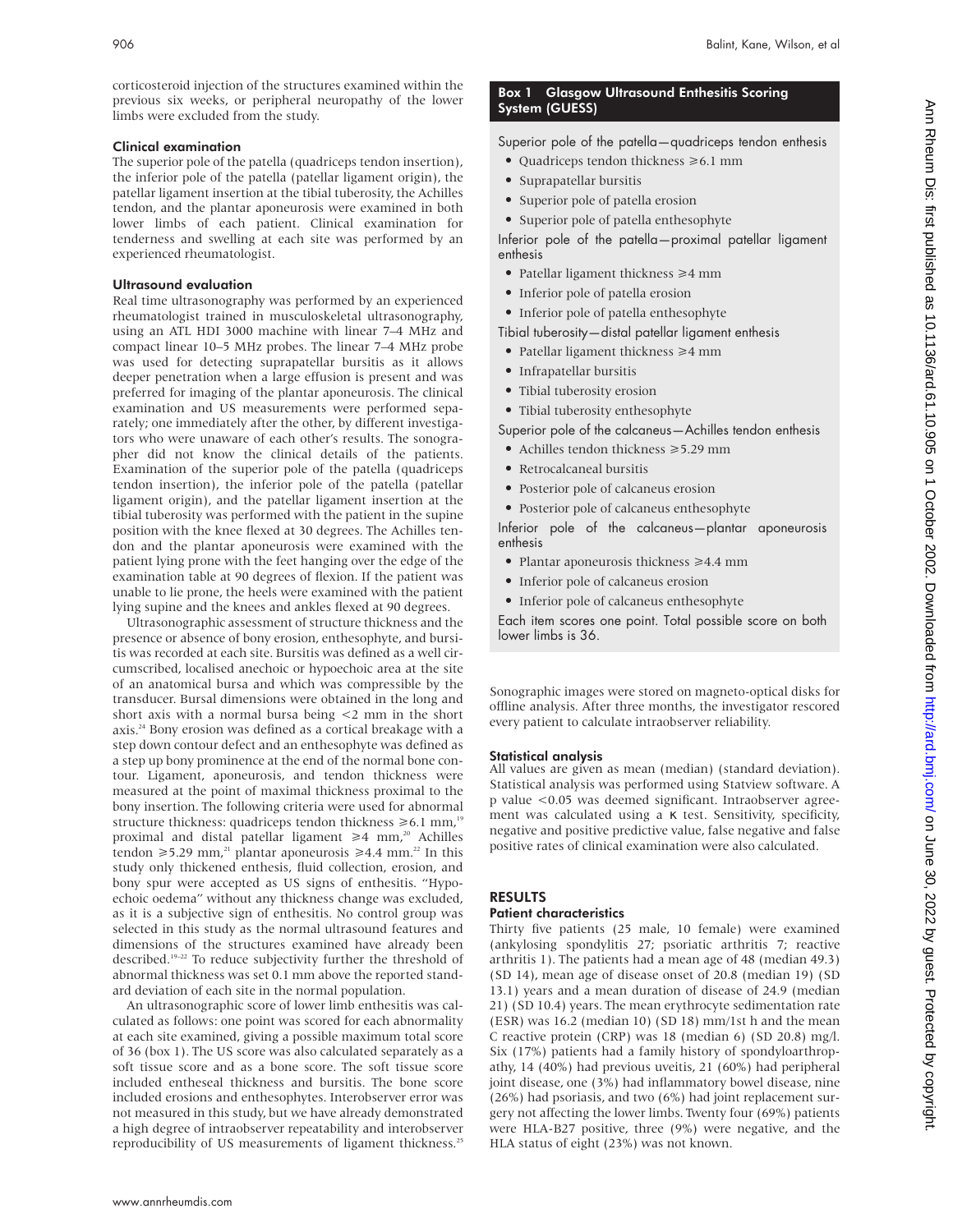corticosteroid injection of the structures examined within the previous six weeks, or peripheral neuropathy of the lower limbs were excluded from the study.

### Clinical examination

The superior pole of the patella (quadriceps tendon insertion), the inferior pole of the patella (patellar ligament origin), the patellar ligament insertion at the tibial tuberosity, the Achilles tendon, and the plantar aponeurosis were examined in both lower limbs of each patient. Clinical examination for tenderness and swelling at each site was performed by an experienced rheumatologist.

### Ultrasound evaluation

Real time ultrasonography was performed by an experienced rheumatologist trained in musculoskeletal ultrasonography, using an ATL HDI 3000 machine with linear 7–4 MHz and compact linear 10–5 MHz probes. The linear 7–4 MHz probe was used for detecting suprapatellar bursitis as it allows deeper penetration when a large effusion is present and was preferred for imaging of the plantar aponeurosis. The clinical examination and US measurements were performed separately; one immediately after the other, by different investigators who were unaware of each other's results. The sonographer did not know the clinical details of the patients. Examination of the superior pole of the patella (quadriceps tendon insertion), the inferior pole of the patella (patellar ligament origin), and the patellar ligament insertion at the tibial tuberosity was performed with the patient in the supine position with the knee flexed at 30 degrees. The Achilles tendon and the plantar aponeurosis were examined with the patient lying prone with the feet hanging over the edge of the examination table at 90 degrees of flexion. If the patient was unable to lie prone, the heels were examined with the patient lying supine and the knees and ankles flexed at 90 degrees.

Ultrasonographic assessment of structure thickness and the presence or absence of bony erosion, enthesophyte, and bursitis was recorded at each site. Bursitis was defined as a well circumscribed, localised anechoic or hypoechoic area at the site of an anatomical bursa and which was compressible by the transducer. Bursal dimensions were obtained in the long and short axis with a normal bursa being <2 mm in the short axis.[24] Bony erosion was defined as a cortical breakage with a step down contour defect and an enthesophyte was defined as a step up bony prominence at the end of the normal bone contour. Ligament, aponeurosis, and tendon thickness were measured at the point of maximal thickness proximal to the bony insertion. The following criteria were used for abnormal structure thickness: quadriceps tendon thickness ≥6.1 mm,[19] proximal and distal patellar ligament ≥4 mm,[20] Achilles tendon ≥5.29 mm,[21] plantar aponeurosis ≥4.4 mm.[22] In this study only thickened enthesis, fluid collection, erosion, and bony spur were accepted as US signs of enthesitis. "Hypoechoic oedema" without any thickness change was excluded, as it is a subjective sign of enthesitis. No control group was selected in this study as the normal ultrasound features and dimensions of the structures examined have already been described.[19–22] To reduce subjectivity further the threshold of abnormal thickness was set 0.1 mm above the reported standard deviation of each site in the normal population.

An ultrasonographic score of lower limb enthesitis was calculated as follows: one point was scored for each abnormality at each site examined, giving a possible maximum total score of 36 (box 1). The US score was also calculated separately as a soft tissue score and as a bone score. The soft tissue score included entheseal thickness and bursitis. The bone score included erosions and enthesophytes. Interobserver error was not measured in this study, but we have already demonstrated a high degree of intraobserver repeatability and interobserver reproducibility of US measurements of ligament thickness.[25]

**Box 1 Glasgow Ultrasound Enthesitis Scoring System (GUESS)**

Superior pole of the patella—quadriceps tendon enthesis

- Quadriceps tendon thickness ≥6.1 mm
- Suprapatellar bursitis
- Superior pole of patella erosion
- Superior pole of patella enthesophyte

Inferior pole of the patella—proximal patellar ligament enthesis

- Patellar ligament thickness ≥4 mm
- Inferior pole of patella erosion
- Inferior pole of patella enthesophyte

Tibial tuberosity—distal patellar ligament enthesis

- Patellar ligament thickness ≥4 mm
- Infrapatellar bursitis
- Tibial tuberosity erosion
- Tibial tuberosity enthesophyte

Superior pole of the calcaneus—Achilles tendon enthesis

- Achilles tendon thickness ≥5.29 mm
- Retrocalcaneal bursitis
- Posterior pole of calcaneus erosion
- Posterior pole of calcaneus enthesophyte

Inferior pole of the calcaneus—plantar aponeurosis enthesis

- Plantar aponeurosis thickness ≥4.4 mm
- Inferior pole of calcaneus erosion
- Inferior pole of calcaneus enthesophyte

Each item scores one point. Total possible score on both lower limbs is 36.

Sonographic images were stored on magneto-optical disks for offline analysis. After three months, the investigator rescored every patient to calculate intraobserver reliability.

### Statistical analysis

All values are given as mean (median) (standard deviation). Statistical analysis was performed using Statview software. A p value <0.05 was deemed significant. Intraobserver agreement was calculated using a κ test. Sensitivity, specificity, negative and positive predictive value, false negative and false positive rates of clinical examination were also calculated.

## RESULTS

### Patient characteristics

Thirty five patients (25 male, 10 female) were examined (ankylosing spondylitis 27; psoriatic arthritis 7; reactive arthritis 1). The patients had a mean age of 48 (median 49.3) (SD 14), mean age of disease onset of 20.8 (median 19) (SD 13.1) years and a mean duration of disease of 24.9 (median 21) (SD 10.4) years. The mean erythrocyte sedimentation rate (ESR) was 16.2 (median 10) (SD 18) mm/1st h and the mean C reactive protein (CRP) was 18 (median 6) (SD 20.8) mg/l. Six (17%) patients had a family history of spondyloarthropathy, 14 (40%) had previous uveitis, 21 (60%) had peripheral joint disease, one (3%) had inflammatory bowel disease, nine (26%) had psoriasis, and two (6%) had joint replacement surgery not affecting the lower limbs. Twenty four (69%) patients were HLA-B27 positive, three (9%) were negative, and the HLA status of eight (23%) was not known.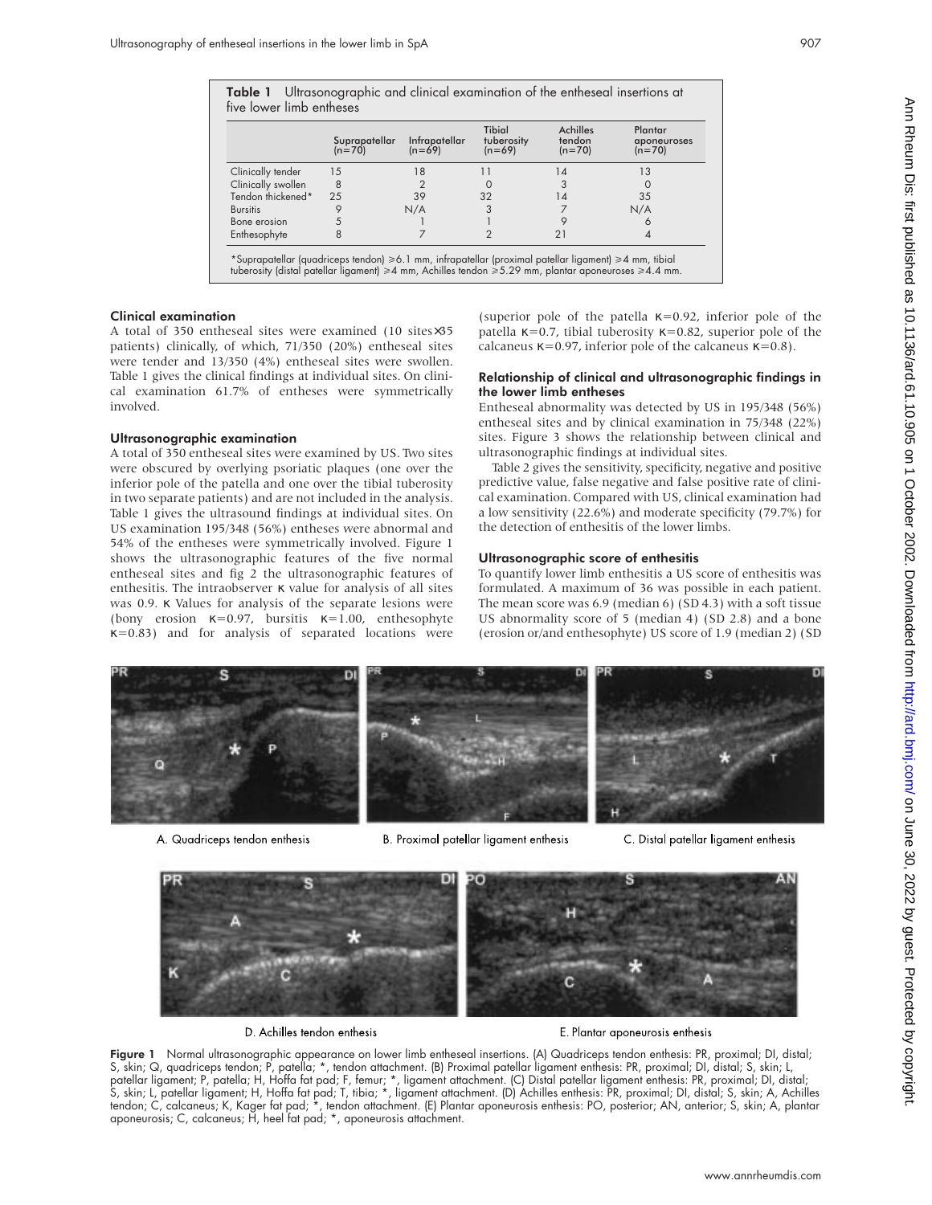**Table 1** Ultrasonographic and clinical examination of the entheseal insertions at five lower limb entheses

| | Suprapatellar (n=70) | Infrapatellar (n=69) | Tibial tuberosity (n=69) | Achilles tendon (n=70) | Plantar aponeuroses (n=70) |
|---|---|---|---|---|---|
| Clinically tender | 15 | 18 | 11 | 14 | 13 |
| Clinically swollen | 8 | 2 | 0 | 3 | 0 |
| Tendon thickened* | 25 | 39 | 32 | 14 | 35 |
| Bursitis | 9 | N/A | 3 | 7 | N/A |
| Bone erosion | 5 | 1 | 1 | 9 | 6 |
| Enthesophyte | 8 | 7 | 2 | 21 | 4 |

*Suprapatellar (quadriceps tendon) ⩾6.1 mm, infrapatellar (proximal patellar ligament) ⩾4 mm, tibial tuberosity (distal patellar ligament) ⩾4 mm, Achilles tendon ⩾5.29 mm, plantar aponeuroses ⩾4.4 mm.

### Clinical examination

A total of 350 entheseal sites were examined (10 sites×35 patients) clinically, of which, 71/350 (20%) entheseal sites were tender and 13/350 (4%) entheseal sites were swollen. Table 1 gives the clinical findings at individual sites. On clinical examination 61.7% of entheses were symmetrically involved.

### Ultrasonographic examination

A total of 350 entheseal sites were examined by US. Two sites were obscured by overlying psoriatic plaques (one over the inferior pole of the patella and one over the tibial tuberosity in two separate patients) and are not included in the analysis. Table 1 gives the ultrasound findings at individual sites. On US examination 195/348 (56%) entheses were abnormal and 54% of the entheses were symmetrically involved. Figure 1 shows the ultrasonographic features of the five normal entheseal sites and fig 2 the ultrasonographic features of enthesitis. The intraobserver κ value for analysis of all sites was 0.9. κ Values for analysis of the separate lesions were (bony erosion κ=0.97, bursitis κ=1.00, enthesophyte κ=0.83) and for analysis of separated locations were (superior pole of the patella κ=0.92, inferior pole of the patella κ=0.7, tibial tuberosity κ=0.82, superior pole of the calcaneus κ=0.97, inferior pole of the calcaneus κ=0.8).

### Relationship of clinical and ultrasonographic findings in the lower limb entheses

Entheseal abnormality was detected by US in 195/348 (56%) entheseal sites and by clinical examination in 75/348 (22%) sites. Figure 3 shows the relationship between clinical and ultrasonographic findings at individual sites.

Table 2 gives the sensitivity, specificity, negative and positive predictive value, false negative and false positive rate of clinical examination. Compared with US, clinical examination had a low sensitivity (22.6%) and moderate specificity (79.7%) for the detection of enthesitis of the lower limbs.

### Ultrasonographic score of enthesitis

To quantify lower limb enthesitis a US score of enthesitis was formulated. A maximum of 36 was possible in each patient. The mean score was 6.9 (median 6) (SD 4.3) with a soft tissue US abnormality score of 5 (median 4) (SD 2.8) and a bone (erosion or/and enthesophyte) US score of 1.9 (median 2) (SD

A. Quadriceps tendon enthesis

B. Proximal patellar ligament enthesis

C. Distal patellar ligament enthesis

D. Achilles tendon enthesis

E. Plantar aponeurosis enthesis

**Figure 1** Normal ultrasonographic appearance on lower limb entheseal insertions. (A) Quadriceps tendon enthesis: PR, proximal; DI, distal; S, skin; Q, quadriceps tendon; P, patella; *, tendon attachment. (B) Proximal patellar ligament enthesis: PR, proximal; DI, distal; S, skin; L, patellar ligament; P, patella; H, Hoffa fat pad; F, femur; *, ligament attachment. (C) Distal patellar ligament enthesis: PR, proximal; DI, distal; S, skin; L, patellar ligament; H, Hoffa fat pad; T, tibia; *, ligament attachment. (D) Achilles enthesis: PR, proximal; DI, distal; S, skin; A, Achilles tendon; C, calcaneus; K, Kager fat pad; *, tendon attachment. (E) Plantar aponeurosis enthesis: PO, posterior; AN, anterior; S, skin; A, plantar aponeurosis; C, calcaneus; H, heel fat pad; *, aponeurosis attachment.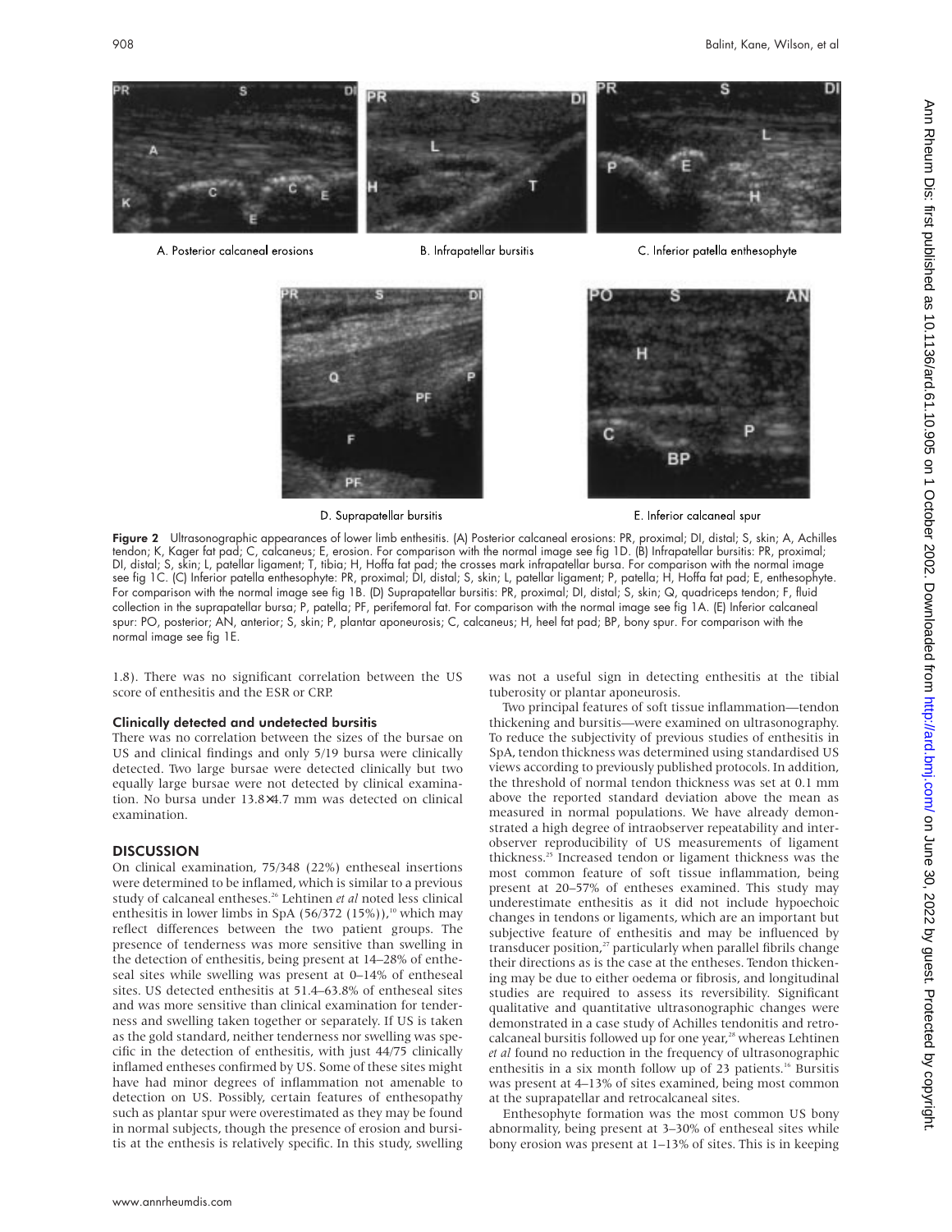A. Posterior calcaneal erosions

B. Infrapatellar bursitis

C. Inferior patella enthesophyte

D. Suprapatellar bursitis

E. Inferior calcaneal spur

**Figure 2** Ultrasonographic appearances of lower limb enthesitis. (A) Posterior calcaneal erosions: PR, proximal; DI, distal; S, skin; A, Achilles tendon; K, Kager fat pad; C, calcaneus; E, erosion. For comparison with the normal image see fig 1D. (B) Infrapatellar bursitis: PR, proximal; DI, distal; S, skin; L, patellar ligament; T, tibia; H, Hoffa fat pad; the crosses mark infrapatellar bursa. For comparison with the normal image see fig 1C. (C) Inferior patella enthesophyte: PR, proximal; DI, distal; S, skin; L, patellar ligament; P, patella; H, Hoffa fat pad; E, enthesophyte. For comparison with the normal image see fig 1B. (D) Suprapatellar bursitis: PR, proximal; DI, distal; S, skin; Q, quadriceps tendon; F, fluid collection in the suprapatellar bursa; P, patella; PF, perifemoral fat. For comparison with the normal image see fig 1A. (E) Inferior calcaneal spur: PO, posterior; AN, anterior; S, skin; P, plantar aponeurosis; C, calcaneus; H, heel fat pad; BP, bony spur. For comparison with the normal image see fig 1E.

1.8). There was no significant correlation between the US score of enthesitis and the ESR or CRP.

### Clinically detected and undetected bursitis

There was no correlation between the sizes of the bursae on US and clinical findings and only 5/19 bursa were clinically detected. Two large bursae were detected clinically but two equally large bursae were not detected by clinical examination. No bursa under 13.8×4.7 mm was detected on clinical examination.

## DISCUSSION

On clinical examination, 75/348 (22%) entheseal insertions were determined to be inflamed, which is similar to a previous study of calcaneal entheses.[26] Lehtinen *et al* noted less clinical enthesitis in lower limbs in SpA (56/372 (15%)),[10] which may reflect differences between the two patient groups. The presence of tenderness was more sensitive than swelling in the detection of enthesitis, being present at 14–28% of entheseal sites while swelling was present at 0–14% of entheseal sites. US detected enthesitis at 51.4–63.8% of entheseal sites and was more sensitive than clinical examination for tenderness and swelling taken together or separately. If US is taken as the gold standard, neither tenderness nor swelling was specific in the detection of enthesitis, with just 44/75 clinically inflamed entheses confirmed by US. Some of these sites might have had minor degrees of inflammation not amenable to detection on US. Possibly, certain features of enthesopathy such as plantar spur were overestimated as they may be found in normal subjects, though the presence of erosion and bursitis at the enthesis is relatively specific. In this study, swelling was not a useful sign in detecting enthesitis at the tibial tuberosity or plantar aponeurosis.

Two principal features of soft tissue inflammation—tendon thickening and bursitis—were examined on ultrasonography. To reduce the subjectivity of previous studies of enthesitis in SpA, tendon thickness was determined using standardised US views according to previously published protocols. In addition, the threshold of normal tendon thickness was set at 0.1 mm above the reported standard deviation above the mean as measured in normal populations. We have already demonstrated a high degree of intraobserver repeatability and interobserver reproducibility of US measurements of ligament thickness.[25] Increased tendon or ligament thickness was the most common feature of soft tissue inflammation, being present at 20–57% of entheses examined. This study may underestimate enthesitis as it did not include hypoechoic changes in tendons or ligaments, which are an important but subjective feature of enthesitis and may be influenced by transducer position,[27] particularly when parallel fibrils change their directions as is the case at the entheses. Tendon thickening may be due to either oedema or fibrosis, and longitudinal studies are required to assess its reversibility. Significant qualitative and quantitative ultrasonographic changes were demonstrated in a case study of Achilles tendonitis and retrocalcaneal bursitis followed up for one year,[28] whereas Lehtinen *et al* found no reduction in the frequency of ultrasonographic enthesitis in a six month follow up of 23 patients.[16] Bursitis was present at 4–13% of sites examined, being most common at the suprapatellar and retrocalcaneal sites.

Enthesophyte formation was the most common US bony abnormality, being present at 3–30% of entheseal sites while bony erosion was present at 1–13% of sites. This is in keeping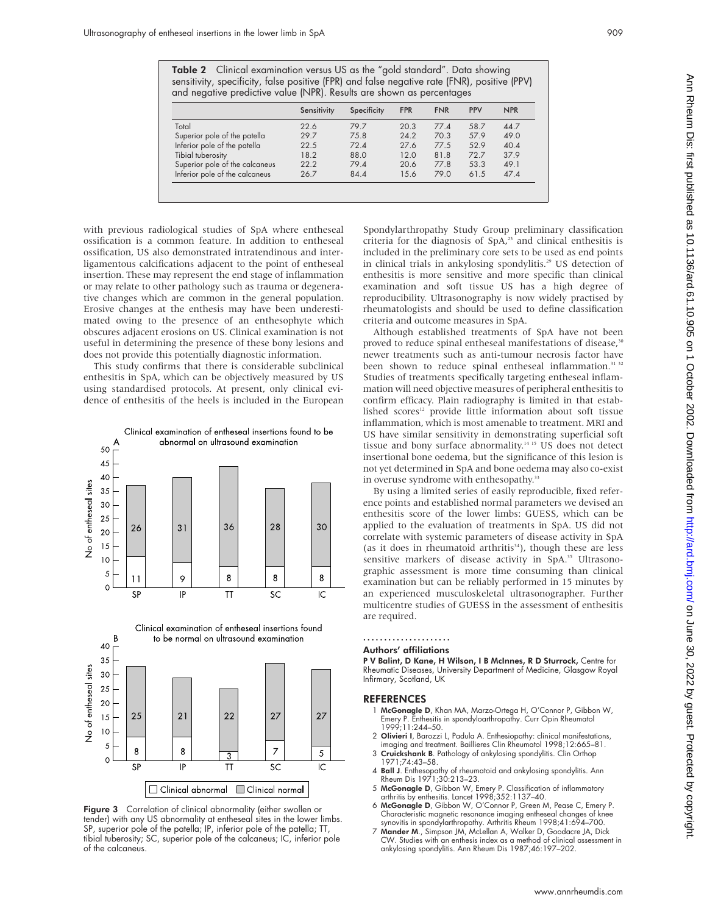**Table 2** Clinical examination versus US as the "gold standard". Data showing sensitivity, specificity, false positive (FPR) and false negative rate (FNR), positive (PPV) and negative predictive value (NPR). Results are shown as percentages

| | Sensitivity | Specificity | FPR | FNR | PPV | NPR |
|---|---|---|---|---|---|---|
| Total | 22.6 | 79.7 | 20.3 | 77.4 | 58.7 | 44.7 |
| Superior pole of the patella | 29.7 | 75.8 | 24.2 | 70.3 | 57.9 | 49.0 |
| Inferior pole of the patella | 22.5 | 72.4 | 27.6 | 77.5 | 52.9 | 40.4 |
| Tibial tuberosity | 18.2 | 88.0 | 12.0 | 81.8 | 72.7 | 37.9 |
| Superior pole of the calcaneus | 22.2 | 79.4 | 20.6 | 77.8 | 53.3 | 49.1 |
| Inferior pole of the calcaneus | 26.7 | 84.4 | 15.6 | 79.0 | 61.5 | 47.4 |

with previous radiological studies of SpA where entheseal ossification is a common feature. In addition to entheseal ossification, US also demonstrated intratendinous and interligamentous calcifications adjacent to the point of entheseal insertion. These may represent the end stage of inflammation or may relate to other pathology such as trauma or degenerative changes which are common in the general population. Erosive changes at the enthesis may have been underestimated owing to the presence of an enthesophyte which obscures adjacent erosions on US. Clinical examination is not useful in determining the presence of these bony lesions and does not provide this potentially diagnostic information.

This study confirms that there is considerable subclinical enthesitis in SpA, which can be objectively measured by US using standardised protocols. At present, only clinical evidence of enthesitis of the heels is included in the European Spondylarthropathy Study Group preliminary classification criteria for the diagnosis of SpA,[23] and clinical enthesitis is included in the preliminary core sets to be used as end points in clinical trials in ankylosing spondylitis.[29] US detection of enthesitis is more sensitive and more specific than clinical examination and soft tissue US has a high degree of reproducibility. Ultrasonography is now widely practised by rheumatologists and should be used to define classification criteria and outcome measures in SpA.

Although established treatments of SpA have not been proved to reduce spinal entheseal manifestations of disease,[30] newer treatments such as anti-tumour necrosis factor have been shown to reduce spinal entheseal inflammation.[31 32] Studies of treatments specifically targeting entheseal inflammation will need objective measures of peripheral enthesitis to confirm efficacy. Plain radiography is limited in that established scores[12] provide little information about soft tissue inflammation, which is most amenable to treatment. MRI and US have similar sensitivity in demonstrating superficial soft tissue and bony surface abnormality.[14 15] US does not detect insertional bone oedema, but the significance of this lesion is not yet determined in SpA and bone oedema may also co-exist in overuse syndrome with enthesopathy.[33]

By using a limited series of easily reproducible, fixed reference points and established normal parameters we devised an enthesitis score of the lower limbs: GUESS, which can be applied to the evaluation of treatments in SpA. US did not correlate with systemic parameters of disease activity in SpA (as it does in rheumatoid arthritis[34]), though these are less sensitive markers of disease activity in SpA.[35] Ultrasonographic assessment is more time consuming than clinical examination but can be reliably performed in 15 minutes by an experienced musculoskeletal ultrasonographer. Further multicentre studies of GUESS in the assessment of enthesitis are required.

**Figure 3** Correlation of clinical abnormality (either swollen or tender) with any US abnormality at entheseal sites in the lower limbs. SP, superior pole of the patella; IP, inferior pole of the patella; TT, tibial tuberosity; SC, superior pole of the calcaneus; IC, inferior pole of the calcaneus.

### Authors' affiliations

**P V Balint, D Kane, H Wilson, I B McInnes, R D Sturrock,** Centre for Rheumatic Diseases, University Department of Medicine, Glasgow Royal Infirmary, Scotland, UK

## REFERENCES

1. **McGonagle D**, Khan MA, Marzo-Ortega H, O'Connor P, Gibbon W, Emery P. Enthesitis in spondyloarthropathy. Curr Opin Rheumatol 1999;11:244–50.
2. **Olivieri I**, Barozzi L, Padula A. Enthesiopathy: clinical manifestations, imaging and treatment. Baillieres Clin Rheumatol 1998;12:665–81.
3. **Cruickshank B**. Pathology of ankylosing spondylitis. Clin Orthop 1971;74:43–58.
4. **Ball J**. Enthesopathy of rheumatoid and ankylosing spondylitis. Ann Rheum Dis 1971;30:213–23.
5. **McGonagle D**, Gibbon W, Emery P. Classification of inflammatory arthritis by enthesitis. Lancet 1998;352:1137–40.
6. **McGonagle D**, Gibbon W, O'Connor P, Green M, Pease C, Emery P. Characteristic magnetic resonance imaging entheseal changes of knee synovitis in spondylarthropathy. Arthritis Rheum 1998;41:694–700.
7. **Mander M**., Simpson JM, McLellan A, Walker D, Goodacre JA, Dick CW. Studies with an enthesis index as a method of clinical assessment in ankylosing spondylitis. Ann Rheum Dis 1987;46:197–202.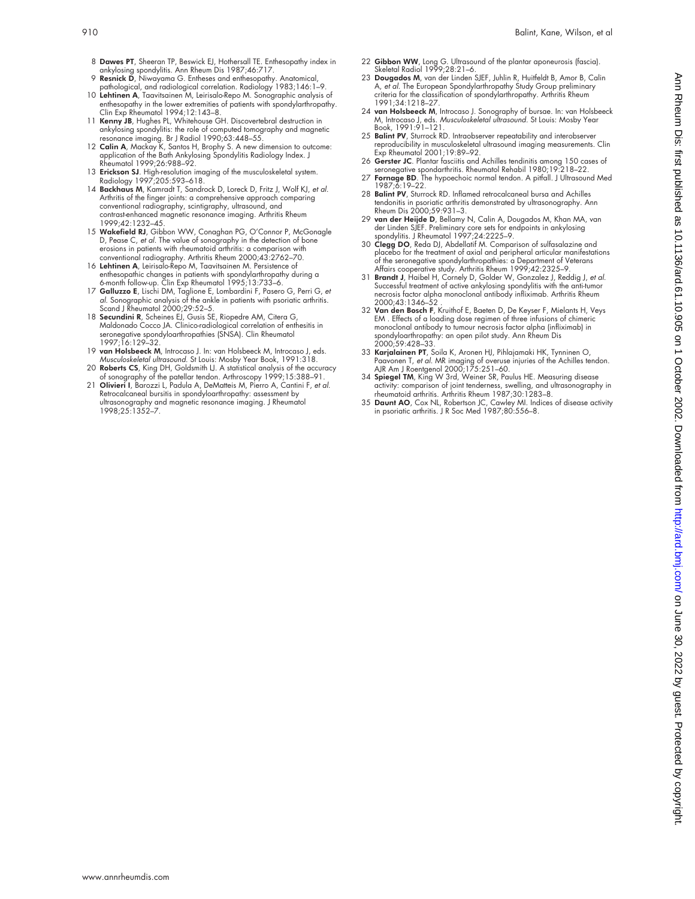8 **Dawes PT**, Sheeran TP, Beswick EJ, Hothersall TE. Enthesopathy index in ankylosing spondylitis. Ann Rheum Dis 1987;46:717.

9 **Resnick D**, Niwayama G. Entheses and enthesopathy. Anatomical, pathological, and radiological correlation. Radiology 1983;146:1–9.

10 **Lehtinen A**, Taavitsainen M, Leirisalo-Repo M. Sonographic analysis of enthesopathy in the lower extremities of patients with spondylarthropathy. Clin Exp Rheumatol 1994;12:143–8.

11 **Kenny JB**, Hughes PL, Whitehouse GH. Discovertebral destruction in ankylosing spondylitis: the role of computed tomography and magnetic resonance imaging. Br J Radiol 1990;63:448–55.

12 **Calin A**, Mackay K, Santos H, Brophy S. A new dimension to outcome: application of the Bath Ankylosing Spondylitis Radiology Index. J Rheumatol 1999;26:988–92.

13 **Erickson SJ**. High-resolution imaging of the musculoskeletal system. Radiology 1997;205:593–618.

14 **Backhaus M**, Kamradt T, Sandrock D, Loreck D, Fritz J, Wolf KJ, *et al*. Arthritis of the finger joints: a comprehensive approach comparing conventional radiography, scintigraphy, ultrasound, and contrast-enhanced magnetic resonance imaging. Arthritis Rheum 1999;42:1232–45.

15 **Wakefield RJ**, Gibbon WW, Conaghan PG, O'Connor P, McGonagle D, Pease C, *et al*. The value of sonography in the detection of bone erosions in patients with rheumatoid arthritis: a comparison with conventional radiography. Arthritis Rheum 2000;43:2762–70.

16 **Lehtinen A**, Leirisalo-Repo M, Taavitsainen M. Persistence of enthesopathic changes in patients with spondylarthropathy during a 6-month follow-up. Clin Exp Rheumatol 1995;13:733–6.

17 **Galluzzo E**, Lischi DM, Taglione E, Lombardini F, Pasero G, Perri G, *et al*. Sonographic analysis of the ankle in patients with psoriatic arthritis. Scand J Rheumatol 2000;29:52–5.

18 **Secundini R**, Scheines EJ, Gusis SE, Riopedre AM, Citera G, Maldonado Cocco JA. Clinico-radiological correlation of enthesitis in seronegative spondyloarthropathies (SNSA). Clin Rheumatol 1997;16:129–32.

19 **van Holsbeeck M**, Introcaso J. In: van Holsbeeck M, Introcaso J, eds. *Musculoskeletal ultrasound*. St Louis: Mosby Year Book, 1991:318.

20 **Roberts CS**, King DH, Goldsmith LJ. A statistical analysis of the accuracy of sonography of the patellar tendon. Arthroscopy 1999;15:388–91.

21 **Olivieri I**, Barozzi L, Padula A, DeMatteis M, Pierro A, Cantini F, *et al*. Retrocalcaneal bursitis in spondyloarthropathy: assessment by ultrasonography and magnetic resonance imaging. J Rheumatol 1998;25:1352–7.

22 **Gibbon WW**, Long G. Ultrasound of the plantar aponeurosis (fascia). Skeletal Radiol 1999;28:21–6.

23 **Dougados M**, van der Linden SJEF, Juhlin R, Huitfeldt B, Amor B, Calin A, *et al*. The European Spondylarthropathy Study Group preliminary criteria for the classification of spondylarthropathy. Arthritis Rheum 1991;34:1218–27.

24 **van Holsbeeck M**, Introcaso J. Sonography of bursae. In: van Holsbeeck M, Introcaso J, eds. *Musculoskeletal ultrasound*. St Louis: Mosby Year Book, 1991:91–121.

25 **Balint PV**, Sturrock RD. Intraobserver repeatability and interobserver reproducibility in musculoskeletal ultrasound imaging measurements. Clin Exp Rheumatol 2001;19:89–92.

26 **Gerster JC**. Plantar fasciitis and Achilles tendinitis among 150 cases of seronegative spondarthritis. Rheumatol Rehabil 1980;19:218–22.

27 **Fornage BD**. The hypoechoic normal tendon. A pitfall. J Ultrasound Med 1987;6:19–22.

28 **Balint PV**, Sturrock RD. Inflamed retrocalcaneal bursa and Achilles tendonitis in psoriatic arthritis demonstrated by ultrasonography. Ann Rheum Dis 2000;59:931–3.

29 **van der Heijde D**, Bellamy N, Calin A, Dougados M, Khan MA, van der Linden SJEF. Preliminary core sets for endpoints in ankylosing spondylitis. J Rheumatol 1997;24:2225–9.

30 **Clegg DO**, Reda DJ, Abdellatif M. Comparison of sulfasalazine and placebo for the treatment of axial and peripheral articular manifestations of the seronegative spondylarthropathies: a Department of Veterans Affairs cooperative study. Arthritis Rheum 1999;42:2325–9.

31 **Brandt J**, Haibel H, Cornely D, Golder W, Gonzalez J, Reddig J, *et al*. Successful treatment of active ankylosing spondylitis with the anti-tumor necrosis factor alpha monoclonal antibody infliximab. Arthritis Rheum 2000;43:1346–52 .

32 **Van den Bosch F**, Kruithof E, Baeten D, De Keyser F, Mielants H, Veys EM . Effects of a loading dose regimen of three infusions of chimeric monoclonal antibody to tumour necrosis factor alpha (infliximab) in spondyloarthropathy: an open pilot study. Ann Rheum Dis 2000;59:428–33.

33 **Karjalainen PT**, Soila K, Aronen HJ, Pihlajamaki HK, Tynninen O, Paavonen T, *et al*. MR imaging of overuse injuries of the Achilles tendon. AJR Am J Roentgenol 2000;175:251–60.

34 **Spiegel TM**, King W 3rd, Weiner SR, Paulus HE. Measuring disease activity: comparison of joint tenderness, swelling, and ultrasonography in rheumatoid arthritis. Arthritis Rheum 1987;30:1283–8.

35 **Daunt AO**, Cox NL, Robertson JC, Cawley MI. Indices of disease activity in psoriatic arthritis. J R Soc Med 1987;80:556–8.